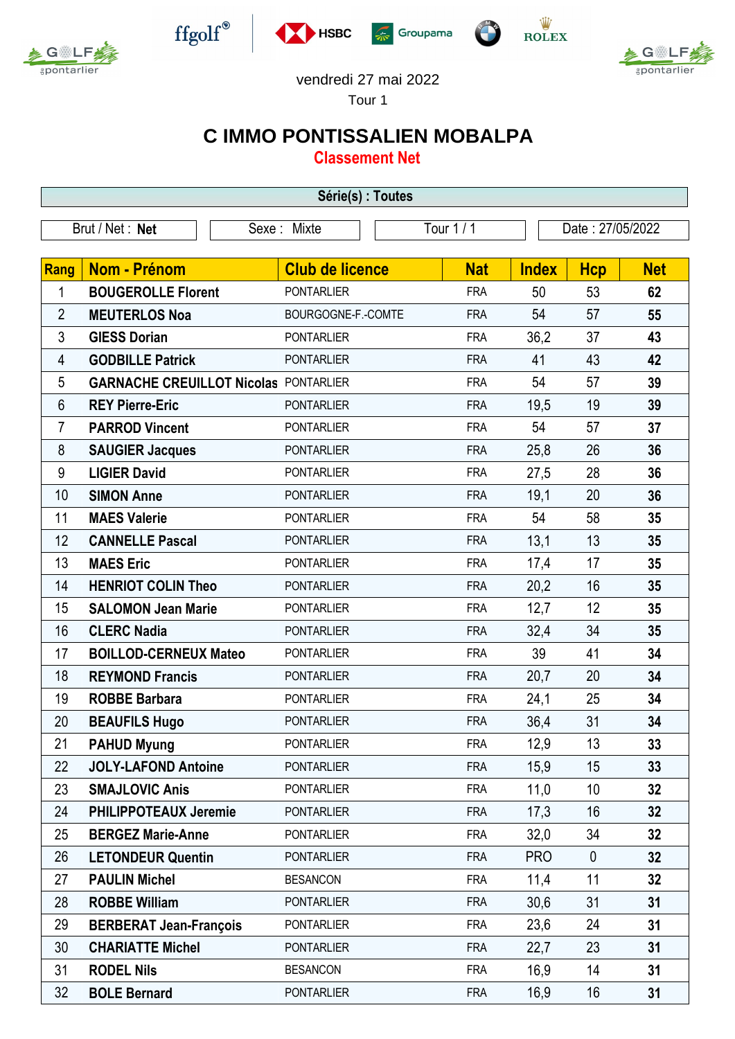vendredi 27 mai 2022

Tour 1

# C IMMO PONTISSALIEN MOBALPA

## Classement Net

**Série(s) : Toutes**

| Brut / Net : **Net** | Sexe : Mixte | Tour 1 / 1 | Date : 27/05/2022 |
|---|---|---|---|

| Rang | Nom - Prénom | Club de licence | Nat | Index | Hcp | Net |
|---|---|---|---|---|---|---|
| 1 | **BOUGEROLLE Florent** | PONTARLIER | FRA | 50 | 53 | **62** |
| 2 | **MEUTERLOS Noa** | BOURGOGNE-F.-COMTE | FRA | 54 | 57 | **55** |
| 3 | **GIESS Dorian** | PONTARLIER | FRA | 36,2 | 37 | **43** |
| 4 | **GODBILLE Patrick** | PONTARLIER | FRA | 41 | 43 | **42** |
| 5 | **GARNACHE CREUILLOT Nicolas** | PONTARLIER | FRA | 54 | 57 | **39** |
| 6 | **REY Pierre-Eric** | PONTARLIER | FRA | 19,5 | 19 | **39** |
| 7 | **PARROD Vincent** | PONTARLIER | FRA | 54 | 57 | **37** |
| 8 | **SAUGIER Jacques** | PONTARLIER | FRA | 25,8 | 26 | **36** |
| 9 | **LIGIER David** | PONTARLIER | FRA | 27,5 | 28 | **36** |
| 10 | **SIMON Anne** | PONTARLIER | FRA | 19,1 | 20 | **36** |
| 11 | **MAES Valerie** | PONTARLIER | FRA | 54 | 58 | **35** |
| 12 | **CANNELLE Pascal** | PONTARLIER | FRA | 13,1 | 13 | **35** |
| 13 | **MAES Eric** | PONTARLIER | FRA | 17,4 | 17 | **35** |
| 14 | **HENRIOT COLIN Theo** | PONTARLIER | FRA | 20,2 | 16 | **35** |
| 15 | **SALOMON Jean Marie** | PONTARLIER | FRA | 12,7 | 12 | **35** |
| 16 | **CLERC Nadia** | PONTARLIER | FRA | 32,4 | 34 | **35** |
| 17 | **BOILLOD-CERNEUX Mateo** | PONTARLIER | FRA | 39 | 41 | **34** |
| 18 | **REYMOND Francis** | PONTARLIER | FRA | 20,7 | 20 | **34** |
| 19 | **ROBBE Barbara** | PONTARLIER | FRA | 24,1 | 25 | **34** |
| 20 | **BEAUFILS Hugo** | PONTARLIER | FRA | 36,4 | 31 | **34** |
| 21 | **PAHUD Myung** | PONTARLIER | FRA | 12,9 | 13 | **33** |
| 22 | **JOLY-LAFOND Antoine** | PONTARLIER | FRA | 15,9 | 15 | **33** |
| 23 | **SMAJLOVIC Anis** | PONTARLIER | FRA | 11,0 | 10 | **32** |
| 24 | **PHILIPPOTEAUX Jeremie** | PONTARLIER | FRA | 17,3 | 16 | **32** |
| 25 | **BERGEZ Marie-Anne** | PONTARLIER | FRA | 32,0 | 34 | **32** |
| 26 | **LETONDEUR Quentin** | PONTARLIER | FRA | PRO | 0 | **32** |
| 27 | **PAULIN Michel** | BESANCON | FRA | 11,4 | 11 | **32** |
| 28 | **ROBBE William** | PONTARLIER | FRA | 30,6 | 31 | **31** |
| 29 | **BERBERAT Jean-François** | PONTARLIER | FRA | 23,6 | 24 | **31** |
| 30 | **CHARIATTE Michel** | PONTARLIER | FRA | 22,7 | 23 | **31** |
| 31 | **RODEL Nils** | BESANCON | FRA | 16,9 | 14 | **31** |
| 32 | **BOLE Bernard** | PONTARLIER | FRA | 16,9 | 16 | **31** |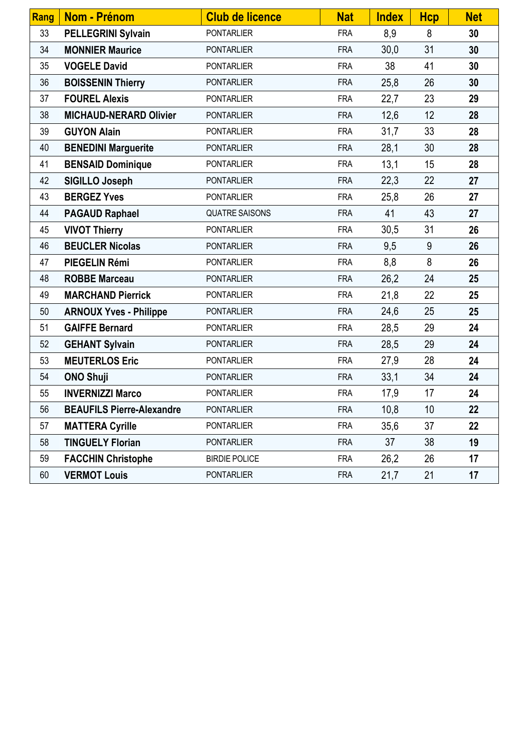| Rang | Nom - Prénom | Club de licence | Nat | Index | Hcp | Net |
|---|---|---|---|---|---|---|
| 33 | **PELLEGRINI Sylvain** | PONTARLIER | FRA | 8,9 | 8 | **30** |
| 34 | **MONNIER Maurice** | PONTARLIER | FRA | 30,0 | 31 | **30** |
| 35 | **VOGELE David** | PONTARLIER | FRA | 38 | 41 | **30** |
| 36 | **BOISSENIN Thierry** | PONTARLIER | FRA | 25,8 | 26 | **30** |
| 37 | **FOUREL Alexis** | PONTARLIER | FRA | 22,7 | 23 | **29** |
| 38 | **MICHAUD-NERARD Olivier** | PONTARLIER | FRA | 12,6 | 12 | **28** |
| 39 | **GUYON Alain** | PONTARLIER | FRA | 31,7 | 33 | **28** |
| 40 | **BENEDINI Marguerite** | PONTARLIER | FRA | 28,1 | 30 | **28** |
| 41 | **BENSAID Dominique** | PONTARLIER | FRA | 13,1 | 15 | **28** |
| 42 | **SIGILLO Joseph** | PONTARLIER | FRA | 22,3 | 22 | **27** |
| 43 | **BERGEZ Yves** | PONTARLIER | FRA | 25,8 | 26 | **27** |
| 44 | **PAGAUD Raphael** | QUATRE SAISONS | FRA | 41 | 43 | **27** |
| 45 | **VIVOT Thierry** | PONTARLIER | FRA | 30,5 | 31 | **26** |
| 46 | **BEUCLER Nicolas** | PONTARLIER | FRA | 9,5 | 9 | **26** |
| 47 | **PIEGELIN Rémi** | PONTARLIER | FRA | 8,8 | 8 | **26** |
| 48 | **ROBBE Marceau** | PONTARLIER | FRA | 26,2 | 24 | **25** |
| 49 | **MARCHAND Pierrick** | PONTARLIER | FRA | 21,8 | 22 | **25** |
| 50 | **ARNOUX Yves - Philippe** | PONTARLIER | FRA | 24,6 | 25 | **25** |
| 51 | **GAIFFE Bernard** | PONTARLIER | FRA | 28,5 | 29 | **24** |
| 52 | **GEHANT Sylvain** | PONTARLIER | FRA | 28,5 | 29 | **24** |
| 53 | **MEUTERLOS Eric** | PONTARLIER | FRA | 27,9 | 28 | **24** |
| 54 | **ONO Shuji** | PONTARLIER | FRA | 33,1 | 34 | **24** |
| 55 | **INVERNIZZI Marco** | PONTARLIER | FRA | 17,9 | 17 | **24** |
| 56 | **BEAUFILS Pierre-Alexandre** | PONTARLIER | FRA | 10,8 | 10 | **22** |
| 57 | **MATTERA Cyrille** | PONTARLIER | FRA | 35,6 | 37 | **22** |
| 58 | **TINGUELY Florian** | PONTARLIER | FRA | 37 | 38 | **19** |
| 59 | **FACCHIN Christophe** | BIRDIE POLICE | FRA | 26,2 | 26 | **17** |
| 60 | **VERMOT Louis** | PONTARLIER | FRA | 21,7 | 21 | **17** |